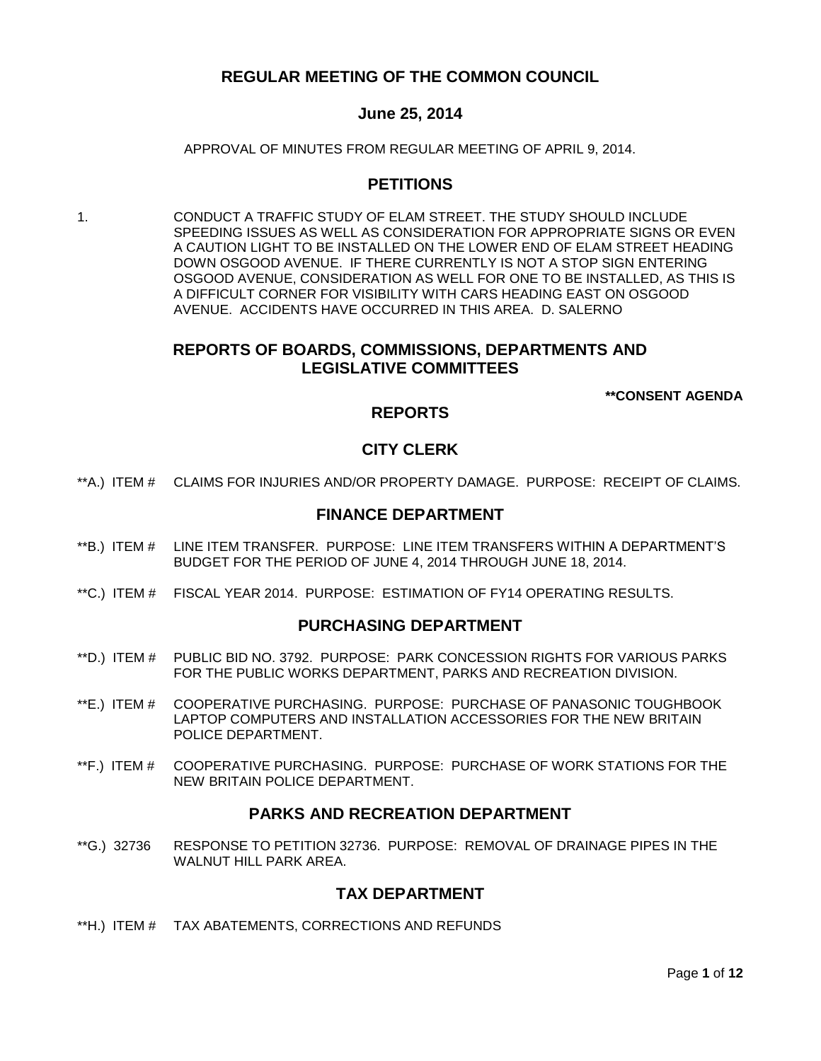# REGULAR MEETING OF THE COMMON COUNCIL

## June 25, 2014

APPROVAL OF MINUTES FROM REGULAR MEETING OF APRIL 9, 2014.

## PETITIONS

1. CONDUCT A TRAFFIC STUDY OF ELAM STREET. THE STUDY SHOULD INCLUDE SPEEDING ISSUES AS WELL AS CONSIDERATION FOR APPROPRIATE SIGNS OR EVEN A CAUTION LIGHT TO BE INSTALLED ON THE LOWER END OF ELAM STREET HEADING DOWN OSGOOD AVENUE. IF THERE CURRENTLY IS NOT A STOP SIGN ENTERING OSGOOD AVENUE, CONSIDERATION AS WELL FOR ONE TO BE INSTALLED, AS THIS IS A DIFFICULT CORNER FOR VISIBILITY WITH CARS HEADING EAST ON OSGOOD AVENUE. ACCIDENTS HAVE OCCURRED IN THIS AREA. D. SALERNO

## REPORTS OF BOARDS, COMMISSIONS, DEPARTMENTS AND LEGISLATIVE COMMITTEES

**\*\*CONSENT AGENDA**

## REPORTS

## CITY CLERK

\*\*A.) ITEM # CLAIMS FOR INJURIES AND/OR PROPERTY DAMAGE. PURPOSE: RECEIPT OF CLAIMS.

## FINANCE DEPARTMENT

\*\*B.) ITEM # LINE ITEM TRANSFER. PURPOSE: LINE ITEM TRANSFERS WITHIN A DEPARTMENT'S BUDGET FOR THE PERIOD OF JUNE 4, 2014 THROUGH JUNE 18, 2014.

\*\*C.) ITEM # FISCAL YEAR 2014. PURPOSE: ESTIMATION OF FY14 OPERATING RESULTS.

## PURCHASING DEPARTMENT

\*\*D.) ITEM # PUBLIC BID NO. 3792. PURPOSE: PARK CONCESSION RIGHTS FOR VARIOUS PARKS FOR THE PUBLIC WORKS DEPARTMENT, PARKS AND RECREATION DIVISION.

\*\*E.) ITEM # COOPERATIVE PURCHASING. PURPOSE: PURCHASE OF PANASONIC TOUGHBOOK LAPTOP COMPUTERS AND INSTALLATION ACCESSORIES FOR THE NEW BRITAIN POLICE DEPARTMENT.

\*\*F.) ITEM # COOPERATIVE PURCHASING. PURPOSE: PURCHASE OF WORK STATIONS FOR THE NEW BRITAIN POLICE DEPARTMENT.

## PARKS AND RECREATION DEPARTMENT

\*\*G.) 32736 RESPONSE TO PETITION 32736. PURPOSE: REMOVAL OF DRAINAGE PIPES IN THE WALNUT HILL PARK AREA.

## TAX DEPARTMENT

\*\*H.) ITEM # TAX ABATEMENTS, CORRECTIONS AND REFUNDS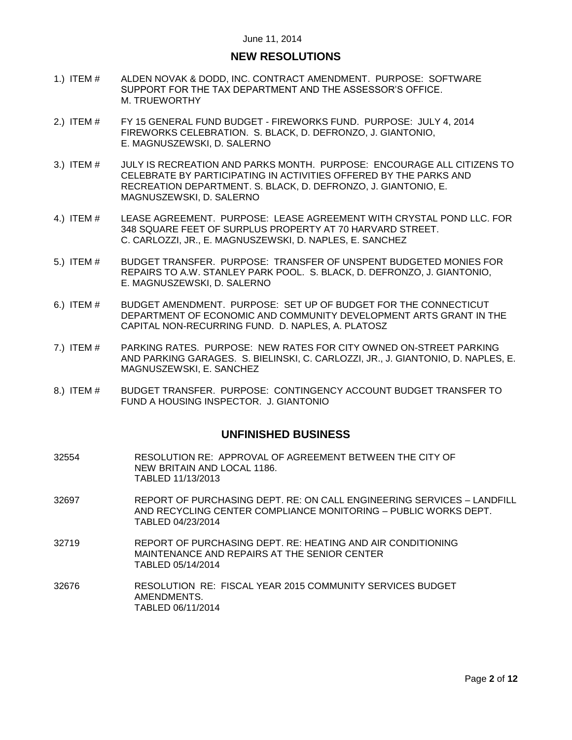June 11, 2014

## NEW RESOLUTIONS

1.) ITEM # ALDEN NOVAK & DODD, INC. CONTRACT AMENDMENT. PURPOSE: SOFTWARE SUPPORT FOR THE TAX DEPARTMENT AND THE ASSESSOR'S OFFICE. M. TRUEWORTHY

2.) ITEM # FY 15 GENERAL FUND BUDGET - FIREWORKS FUND. PURPOSE: JULY 4, 2014 FIREWORKS CELEBRATION. S. BLACK, D. DEFRONZO, J. GIANTONIO, E. MAGNUSZEWSKI, D. SALERNO

3.) ITEM # JULY IS RECREATION AND PARKS MONTH. PURPOSE: ENCOURAGE ALL CITIZENS TO CELEBRATE BY PARTICIPATING IN ACTIVITIES OFFERED BY THE PARKS AND RECREATION DEPARTMENT. S. BLACK, D. DEFRONZO, J. GIANTONIO, E. MAGNUSZEWSKI, D. SALERNO

4.) ITEM # LEASE AGREEMENT. PURPOSE: LEASE AGREEMENT WITH CRYSTAL POND LLC. FOR 348 SQUARE FEET OF SURPLUS PROPERTY AT 70 HARVARD STREET. C. CARLOZZI, JR., E. MAGNUSZEWSKI, D. NAPLES, E. SANCHEZ

5.) ITEM # BUDGET TRANSFER. PURPOSE: TRANSFER OF UNSPENT BUDGETED MONIES FOR REPAIRS TO A.W. STANLEY PARK POOL. S. BLACK, D. DEFRONZO, J. GIANTONIO, E. MAGNUSZEWSKI, D. SALERNO

6.) ITEM # BUDGET AMENDMENT. PURPOSE: SET UP OF BUDGET FOR THE CONNECTICUT DEPARTMENT OF ECONOMIC AND COMMUNITY DEVELOPMENT ARTS GRANT IN THE CAPITAL NON-RECURRING FUND. D. NAPLES, A. PLATOSZ

7.) ITEM # PARKING RATES. PURPOSE: NEW RATES FOR CITY OWNED ON-STREET PARKING AND PARKING GARAGES. S. BIELINSKI, C. CARLOZZI, JR., J. GIANTONIO, D. NAPLES, E. MAGNUSZEWSKI, E. SANCHEZ

8.) ITEM # BUDGET TRANSFER. PURPOSE: CONTINGENCY ACCOUNT BUDGET TRANSFER TO FUND A HOUSING INSPECTOR. J. GIANTONIO

## UNFINISHED BUSINESS

32554 RESOLUTION RE: APPROVAL OF AGREEMENT BETWEEN THE CITY OF NEW BRITAIN AND LOCAL 1186.
TABLED 11/13/2013

32697 REPORT OF PURCHASING DEPT. RE: ON CALL ENGINEERING SERVICES – LANDFILL AND RECYCLING CENTER COMPLIANCE MONITORING – PUBLIC WORKS DEPT.
TABLED 04/23/2014

32719 REPORT OF PURCHASING DEPT. RE: HEATING AND AIR CONDITIONING MAINTENANCE AND REPAIRS AT THE SENIOR CENTER
TABLED 05/14/2014

32676 RESOLUTION RE: FISCAL YEAR 2015 COMMUNITY SERVICES BUDGET AMENDMENTS.
TABLED 06/11/2014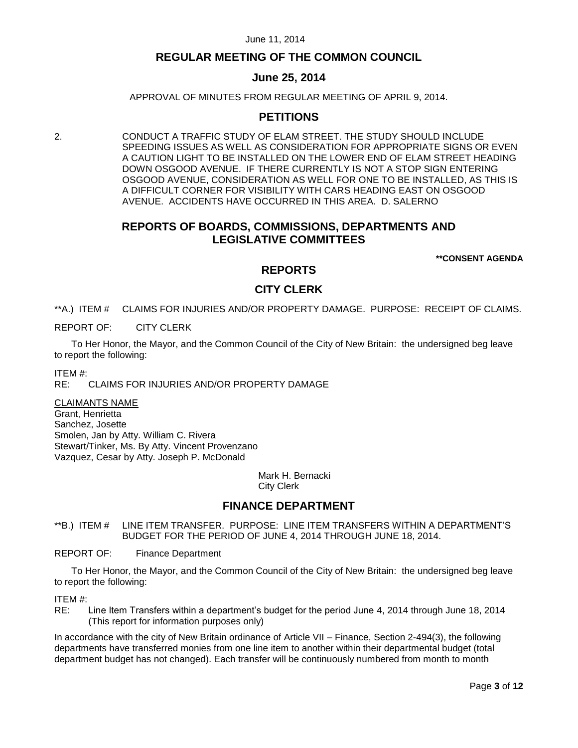June 11, 2014

# REGULAR MEETING OF THE COMMON COUNCIL

## June 25, 2014

APPROVAL OF MINUTES FROM REGULAR MEETING OF APRIL 9, 2014.

## PETITIONS

2. CONDUCT A TRAFFIC STUDY OF ELAM STREET. THE STUDY SHOULD INCLUDE SPEEDING ISSUES AS WELL AS CONSIDERATION FOR APPROPRIATE SIGNS OR EVEN A CAUTION LIGHT TO BE INSTALLED ON THE LOWER END OF ELAM STREET HEADING DOWN OSGOOD AVENUE. IF THERE CURRENTLY IS NOT A STOP SIGN ENTERING OSGOOD AVENUE, CONSIDERATION AS WELL FOR ONE TO BE INSTALLED, AS THIS IS A DIFFICULT CORNER FOR VISIBILITY WITH CARS HEADING EAST ON OSGOOD AVENUE. ACCIDENTS HAVE OCCURRED IN THIS AREA. D. SALERNO

## REPORTS OF BOARDS, COMMISSIONS, DEPARTMENTS AND LEGISLATIVE COMMITTEES

**\*\*CONSENT AGENDA**

## REPORTS

## CITY CLERK

**A.) ITEM # CLAIMS FOR INJURIES AND/OR PROPERTY DAMAGE. PURPOSE: RECEIPT OF CLAIMS.

REPORT OF: CITY CLERK

To Her Honor, the Mayor, and the Common Council of the City of New Britain: the undersigned beg leave to report the following:

ITEM #:
RE: CLAIMS FOR INJURIES AND/OR PROPERTY DAMAGE

<u>CLAIMANTS NAME</u>
Grant, Henrietta
Sanchez, Josette
Smolen, Jan by Atty. William C. Rivera
Stewart/Tinker, Ms. By Atty. Vincent Provenzano
Vazquez, Cesar by Atty. Joseph P. McDonald

Mark H. Bernacki
City Clerk

## FINANCE DEPARTMENT

**B.) ITEM # LINE ITEM TRANSFER. PURPOSE: LINE ITEM TRANSFERS WITHIN A DEPARTMENT'S BUDGET FOR THE PERIOD OF JUNE 4, 2014 THROUGH JUNE 18, 2014.

REPORT OF: Finance Department

To Her Honor, the Mayor, and the Common Council of the City of New Britain: the undersigned beg leave to report the following:

ITEM #:
RE: Line Item Transfers within a department's budget for the period June 4, 2014 through June 18, 2014 (This report for information purposes only)

In accordance with the city of New Britain ordinance of Article VII – Finance, Section 2-494(3), the following departments have transferred monies from one line item to another within their departmental budget (total department budget has not changed). Each transfer will be continuously numbered from month to month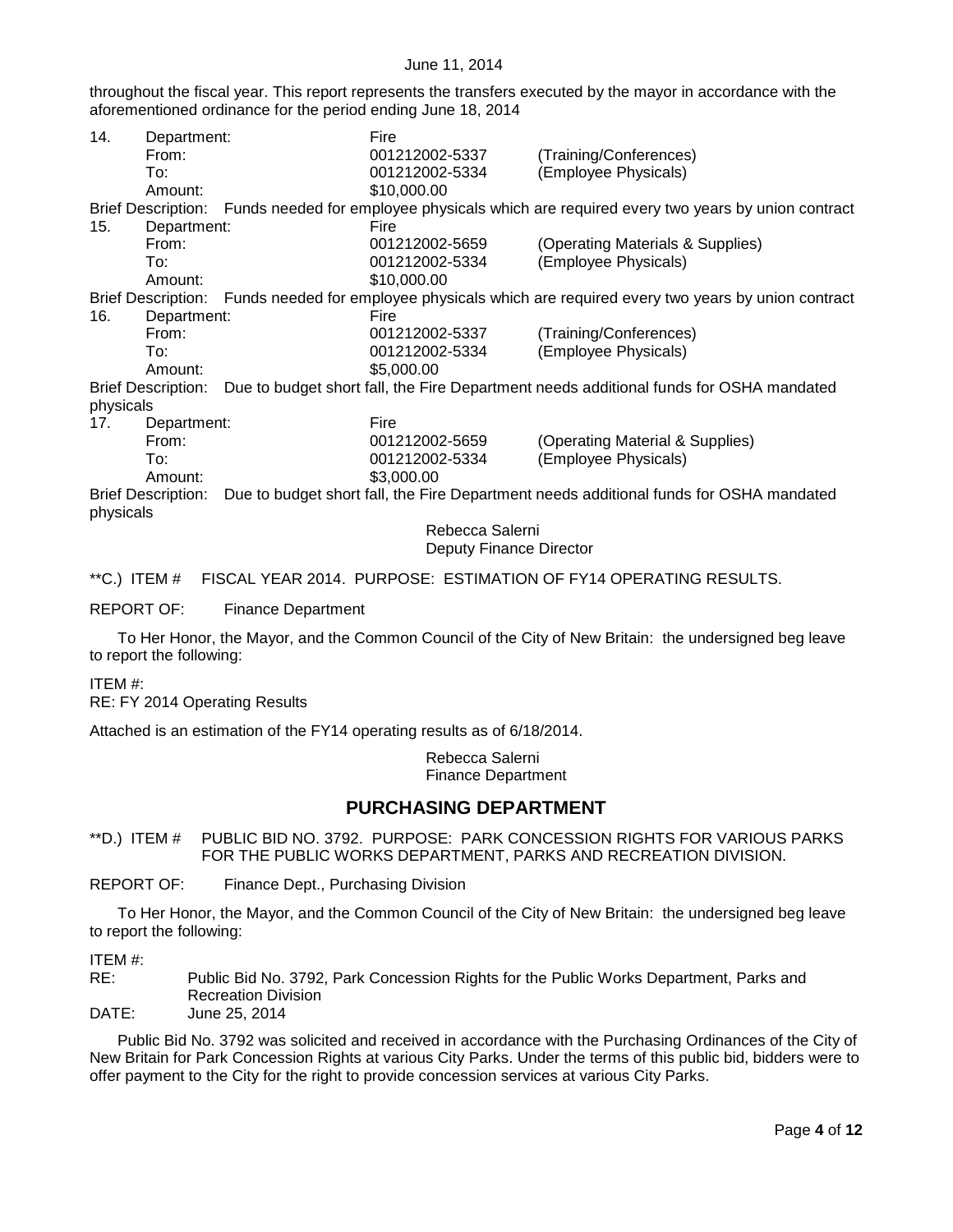throughout the fiscal year. This report represents the transfers executed by the mayor in accordance with the aforementioned ordinance for the period ending June 18, 2014

14. Department: Fire
From: 001212002-5337 (Training/Conferences)
To: 001212002-5334 (Employee Physicals)
Amount: $10,000.00
Brief Description: Funds needed for employee physicals which are required every two years by union contract

15. Department: Fire
From: 001212002-5659 (Operating Materials & Supplies)
To: 001212002-5334 (Employee Physicals)
Amount: $10,000.00
Brief Description: Funds needed for employee physicals which are required every two years by union contract

16. Department: Fire
From: 001212002-5337 (Training/Conferences)
To: 001212002-5334 (Employee Physicals)
Amount: $5,000.00
Brief Description: Due to budget short fall, the Fire Department needs additional funds for OSHA mandated physicals

17. Department: Fire
From: 001212002-5659 (Operating Material & Supplies)
To: 001212002-5334 (Employee Physicals)
Amount: $3,000.00
Brief Description: Due to budget short fall, the Fire Department needs additional funds for OSHA mandated physicals

Rebecca Salerni
Deputy Finance Director

**C.) ITEM # FISCAL YEAR 2014. PURPOSE: ESTIMATION OF FY14 OPERATING RESULTS.

REPORT OF: Finance Department

To Her Honor, the Mayor, and the Common Council of the City of New Britain: the undersigned beg leave to report the following:

ITEM #:
RE: FY 2014 Operating Results

Attached is an estimation of the FY14 operating results as of 6/18/2014.

Rebecca Salerni
Finance Department

## PURCHASING DEPARTMENT

**D.) ITEM # PUBLIC BID NO. 3792. PURPOSE: PARK CONCESSION RIGHTS FOR VARIOUS PARKS FOR THE PUBLIC WORKS DEPARTMENT, PARKS AND RECREATION DIVISION.

REPORT OF: Finance Dept., Purchasing Division

To Her Honor, the Mayor, and the Common Council of the City of New Britain: the undersigned beg leave to report the following:

ITEM #:
RE: Public Bid No. 3792, Park Concession Rights for the Public Works Department, Parks and Recreation Division
DATE: June 25, 2014

Public Bid No. 3792 was solicited and received in accordance with the Purchasing Ordinances of the City of New Britain for Park Concession Rights at various City Parks. Under the terms of this public bid, bidders were to offer payment to the City for the right to provide concession services at various City Parks.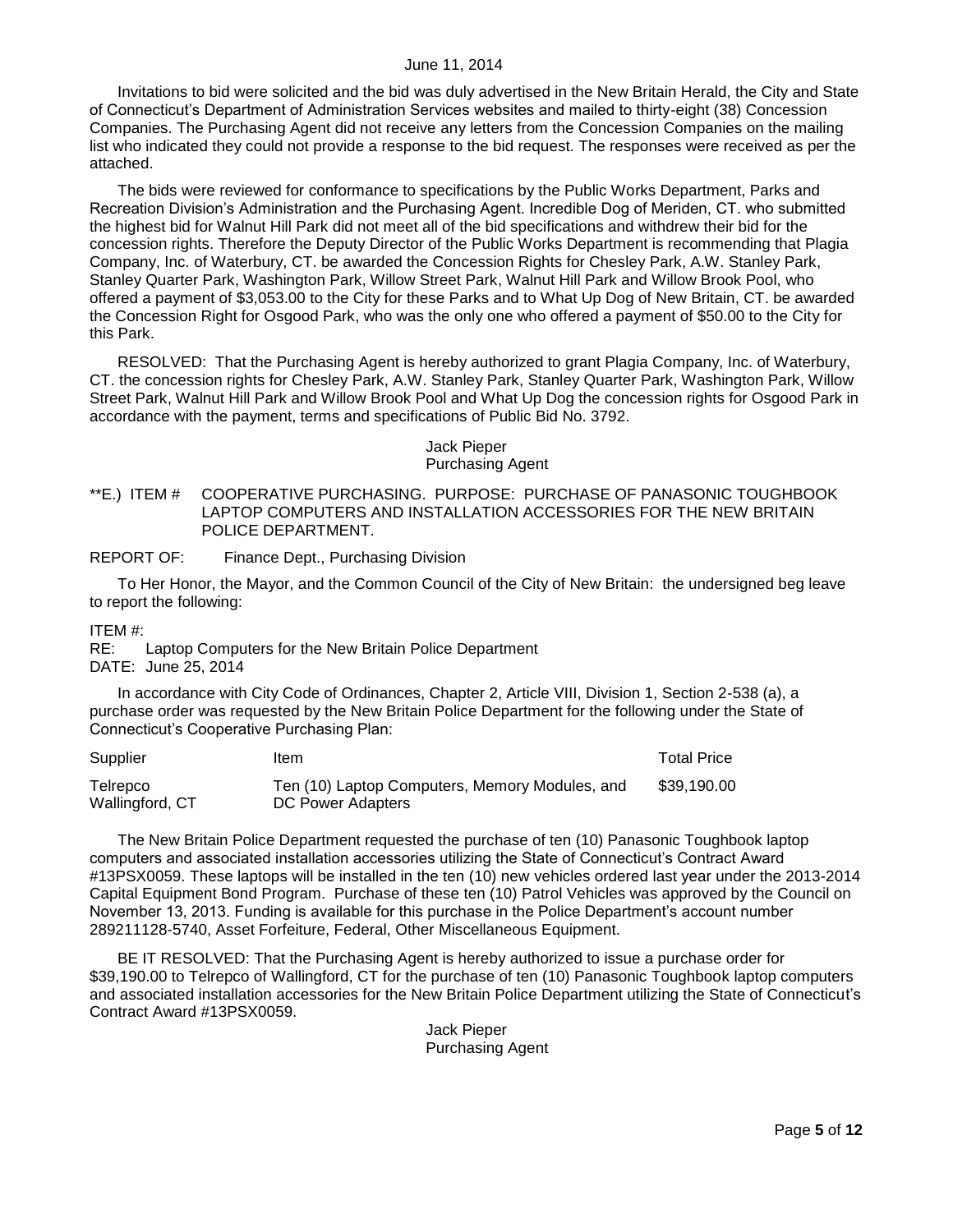Invitations to bid were solicited and the bid was duly advertised in the New Britain Herald, the City and State of Connecticut's Department of Administration Services websites and mailed to thirty-eight (38) Concession Companies. The Purchasing Agent did not receive any letters from the Concession Companies on the mailing list who indicated they could not provide a response to the bid request. The responses were received as per the attached.

The bids were reviewed for conformance to specifications by the Public Works Department, Parks and Recreation Division's Administration and the Purchasing Agent. Incredible Dog of Meriden, CT. who submitted the highest bid for Walnut Hill Park did not meet all of the bid specifications and withdrew their bid for the concession rights. Therefore the Deputy Director of the Public Works Department is recommending that Plagia Company, Inc. of Waterbury, CT. be awarded the Concession Rights for Chesley Park, A.W. Stanley Park, Stanley Quarter Park, Washington Park, Willow Street Park, Walnut Hill Park and Willow Brook Pool, who offered a payment of $3,053.00 to the City for these Parks and to What Up Dog of New Britain, CT. be awarded the Concession Right for Osgood Park, who was the only one who offered a payment of $50.00 to the City for this Park.

RESOLVED: That the Purchasing Agent is hereby authorized to grant Plagia Company, Inc. of Waterbury, CT. the concession rights for Chesley Park, A.W. Stanley Park, Stanley Quarter Park, Washington Park, Willow Street Park, Walnut Hill Park and Willow Brook Pool and What Up Dog the concession rights for Osgood Park in accordance with the payment, terms and specifications of Public Bid No. 3792.

Jack Pieper
Purchasing Agent

**E.) ITEM # COOPERATIVE PURCHASING. PURPOSE: PURCHASE OF PANASONIC TOUGHBOOK LAPTOP COMPUTERS AND INSTALLATION ACCESSORIES FOR THE NEW BRITAIN POLICE DEPARTMENT.

REPORT OF: Finance Dept., Purchasing Division

To Her Honor, the Mayor, and the Common Council of the City of New Britain: the undersigned beg leave to report the following:

ITEM #:
RE: Laptop Computers for the New Britain Police Department
DATE: June 25, 2014

In accordance with City Code of Ordinances, Chapter 2, Article VIII, Division 1, Section 2-538 (a), a purchase order was requested by the New Britain Police Department for the following under the State of Connecticut's Cooperative Purchasing Plan:

| Supplier | Item | Total Price |
|---|---|---|
| Telrepco Wallingford, CT | Ten (10) Laptop Computers, Memory Modules, and DC Power Adapters | $39,190.00 |

The New Britain Police Department requested the purchase of ten (10) Panasonic Toughbook laptop computers and associated installation accessories utilizing the State of Connecticut's Contract Award #13PSX0059. These laptops will be installed in the ten (10) new vehicles ordered last year under the 2013-2014 Capital Equipment Bond Program. Purchase of these ten (10) Patrol Vehicles was approved by the Council on November 13, 2013. Funding is available for this purchase in the Police Department's account number 289211128-5740, Asset Forfeiture, Federal, Other Miscellaneous Equipment.

BE IT RESOLVED: That the Purchasing Agent is hereby authorized to issue a purchase order for $39,190.00 to Telrepco of Wallingford, CT for the purchase of ten (10) Panasonic Toughbook laptop computers and associated installation accessories for the New Britain Police Department utilizing the State of Connecticut's Contract Award #13PSX0059.

Jack Pieper
Purchasing Agent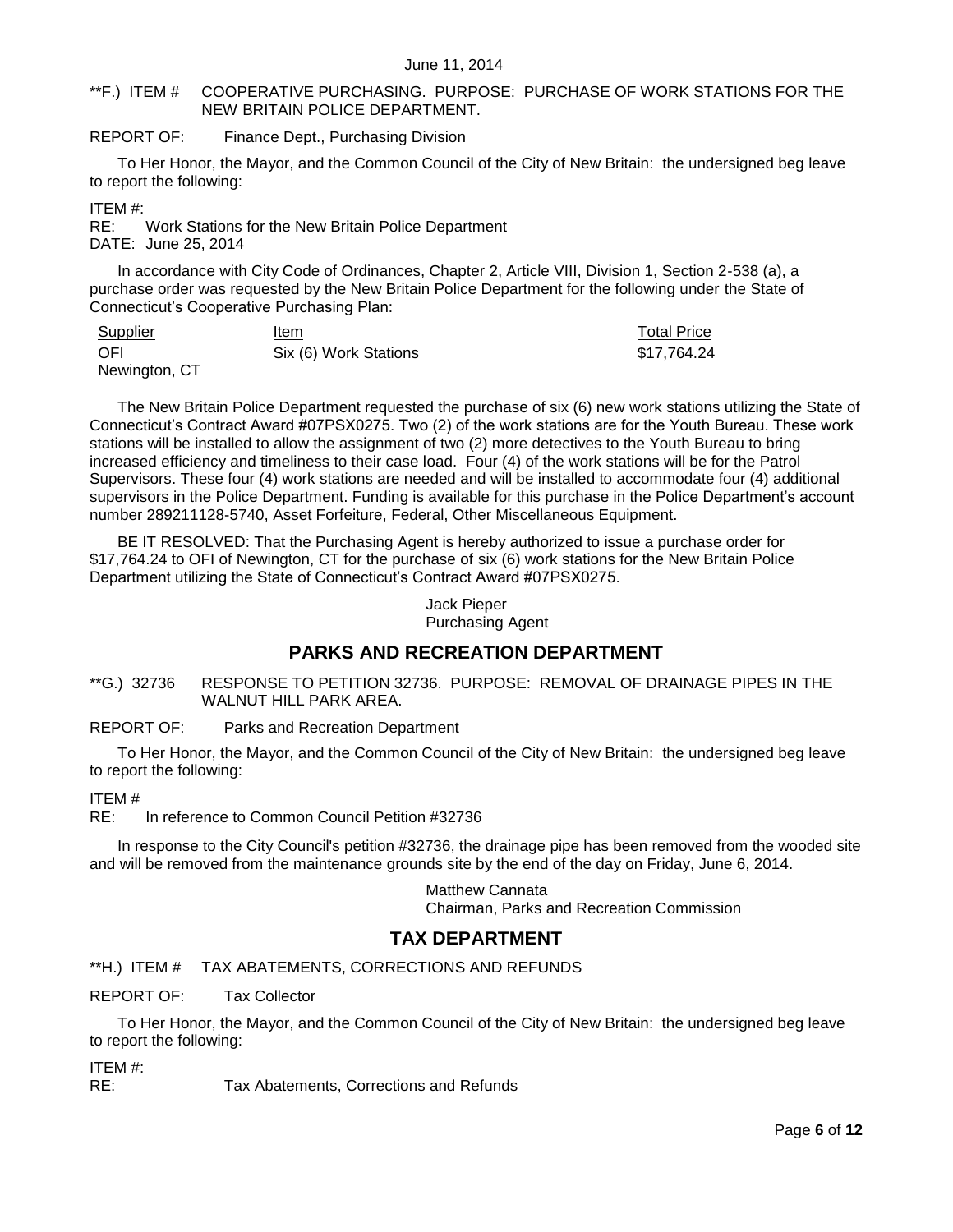**F.) ITEM # COOPERATIVE PURCHASING. PURPOSE: PURCHASE OF WORK STATIONS FOR THE NEW BRITAIN POLICE DEPARTMENT.

REPORT OF: Finance Dept., Purchasing Division

To Her Honor, the Mayor, and the Common Council of the City of New Britain: the undersigned beg leave to report the following:

ITEM #:
RE: Work Stations for the New Britain Police Department
DATE: June 25, 2014

In accordance with City Code of Ordinances, Chapter 2, Article VIII, Division 1, Section 2-538 (a), a purchase order was requested by the New Britain Police Department for the following under the State of Connecticut's Cooperative Purchasing Plan:

| Supplier | Item | Total Price |
|---|---|---|
| OFI<br>Newington, CT | Six (6) Work Stations | $17,764.24 |

The New Britain Police Department requested the purchase of six (6) new work stations utilizing the State of Connecticut's Contract Award #07PSX0275. Two (2) of the work stations are for the Youth Bureau. These work stations will be installed to allow the assignment of two (2) more detectives to the Youth Bureau to bring increased efficiency and timeliness to their case load. Four (4) of the work stations will be for the Patrol Supervisors. These four (4) work stations are needed and will be installed to accommodate four (4) additional supervisors in the Police Department. Funding is available for this purchase in the Police Department's account number 289211128-5740, Asset Forfeiture, Federal, Other Miscellaneous Equipment.

BE IT RESOLVED: That the Purchasing Agent is hereby authorized to issue a purchase order for $17,764.24 to OFI of Newington, CT for the purchase of six (6) work stations for the New Britain Police Department utilizing the State of Connecticut's Contract Award #07PSX0275.

Jack Pieper
Purchasing Agent

## PARKS AND RECREATION DEPARTMENT

**G.) 32736 RESPONSE TO PETITION 32736. PURPOSE: REMOVAL OF DRAINAGE PIPES IN THE WALNUT HILL PARK AREA.

REPORT OF: Parks and Recreation Department

To Her Honor, the Mayor, and the Common Council of the City of New Britain: the undersigned beg leave to report the following:

ITEM #
RE: In reference to Common Council Petition #32736

In response to the City Council's petition #32736, the drainage pipe has been removed from the wooded site and will be removed from the maintenance grounds site by the end of the day on Friday, June 6, 2014.

Matthew Cannata
Chairman, Parks and Recreation Commission

## TAX DEPARTMENT

**H.) ITEM # TAX ABATEMENTS, CORRECTIONS AND REFUNDS

REPORT OF: Tax Collector

To Her Honor, the Mayor, and the Common Council of the City of New Britain: the undersigned beg leave to report the following:

ITEM #:
RE: Tax Abatements, Corrections and Refunds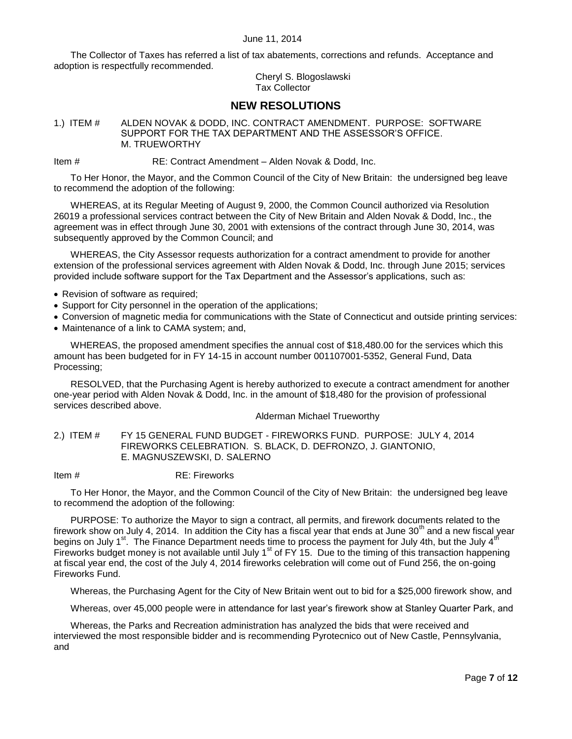June 11, 2014

The Collector of Taxes has referred a list of tax abatements, corrections and refunds. Acceptance and adoption is respectfully recommended.

Cheryl S. Blogoslawski
Tax Collector

## NEW RESOLUTIONS

1.) ITEM # ALDEN NOVAK & DODD, INC. CONTRACT AMENDMENT. PURPOSE: SOFTWARE SUPPORT FOR THE TAX DEPARTMENT AND THE ASSESSOR'S OFFICE. M. TRUEWORTHY

Item # RE: Contract Amendment – Alden Novak & Dodd, Inc.

To Her Honor, the Mayor, and the Common Council of the City of New Britain: the undersigned beg leave to recommend the adoption of the following:

WHEREAS, at its Regular Meeting of August 9, 2000, the Common Council authorized via Resolution 26019 a professional services contract between the City of New Britain and Alden Novak & Dodd, Inc., the agreement was in effect through June 30, 2001 with extensions of the contract through June 30, 2014, was subsequently approved by the Common Council; and

WHEREAS, the City Assessor requests authorization for a contract amendment to provide for another extension of the professional services agreement with Alden Novak & Dodd, Inc. through June 2015; services provided include software support for the Tax Department and the Assessor's applications, such as:

- Revision of software as required;
- Support for City personnel in the operation of the applications;
- Conversion of magnetic media for communications with the State of Connecticut and outside printing services:
- Maintenance of a link to CAMA system; and,

WHEREAS, the proposed amendment specifies the annual cost of $18,480.00 for the services which this amount has been budgeted for in FY 14-15 in account number 001107001-5352, General Fund, Data Processing;

RESOLVED, that the Purchasing Agent is hereby authorized to execute a contract amendment for another one-year period with Alden Novak & Dodd, Inc. in the amount of $18,480 for the provision of professional services described above.

Alderman Michael Trueworthy

2.) ITEM # FY 15 GENERAL FUND BUDGET - FIREWORKS FUND. PURPOSE: JULY 4, 2014 FIREWORKS CELEBRATION. S. BLACK, D. DEFRONZO, J. GIANTONIO, E. MAGNUSZEWSKI, D. SALERNO

Item # RE: Fireworks

To Her Honor, the Mayor, and the Common Council of the City of New Britain: the undersigned beg leave to recommend the adoption of the following:

PURPOSE: To authorize the Mayor to sign a contract, all permits, and firework documents related to the firework show on July 4, 2014. In addition the City has a fiscal year that ends at June 30th and a new fiscal year begins on July 1st. The Finance Department needs time to process the payment for July 4th, but the July 4th Fireworks budget money is not available until July 1st of FY 15. Due to the timing of this transaction happening at fiscal year end, the cost of the July 4, 2014 fireworks celebration will come out of Fund 256, the on-going Fireworks Fund.

Whereas, the Purchasing Agent for the City of New Britain went out to bid for a $25,000 firework show, and

Whereas, over 45,000 people were in attendance for last year's firework show at Stanley Quarter Park, and

Whereas, the Parks and Recreation administration has analyzed the bids that were received and interviewed the most responsible bidder and is recommending Pyrotecnico out of New Castle, Pennsylvania, and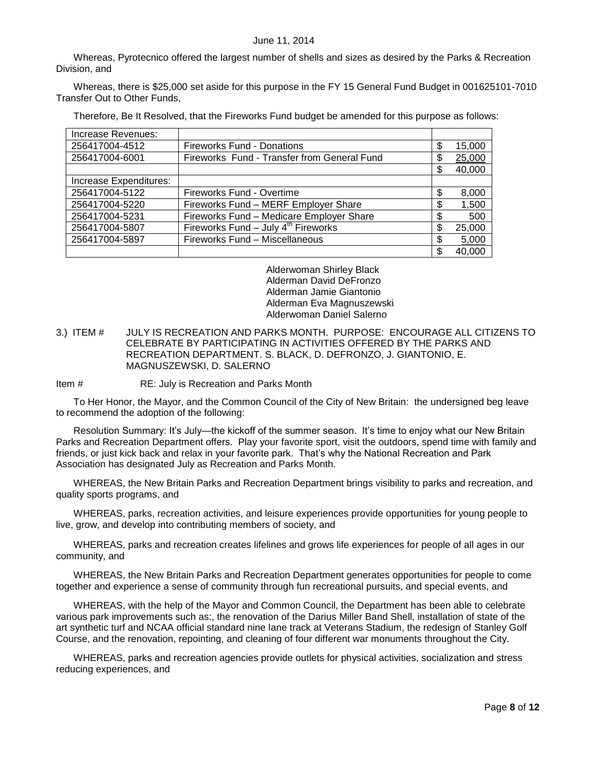June 11, 2014

Whereas, Pyrotecnico offered the largest number of shells and sizes as desired by the Parks & Recreation Division, and

Whereas, there is $25,000 set aside for this purpose in the FY 15 General Fund Budget in 001625101-7010 Transfer Out to Other Funds,

Therefore, Be It Resolved, that the Fireworks Fund budget be amended for this purpose as follows:

| Increase Revenues: | | |
|---|---|---|
| 256417004-4512 | Fireworks Fund - Donations | $ 15,000 |
| 256417004-6001 | Fireworks Fund - Transfer from General Fund | $ 25,000 |
| | | $ 40,000 |
| Increase Expenditures: | | |
| 256417004-5122 | Fireworks Fund - Overtime | $ 8,000 |
| 256417004-5220 | Fireworks Fund – MERF Employer Share | $ 1,500 |
| 256417004-5231 | Fireworks Fund – Medicare Employer Share | $ 500 |
| 256417004-5807 | Fireworks Fund – July 4th Fireworks | $ 25,000 |
| 256417004-5897 | Fireworks Fund – Miscellaneous | $ 5,000 |
| | | $ 40,000 |

Alderwoman Shirley Black
Alderman David DeFronzo
Alderman Jamie Giantonio
Alderman Eva Magnuszewski
Alderwoman Daniel Salerno

3.) ITEM # JULY IS RECREATION AND PARKS MONTH. PURPOSE: ENCOURAGE ALL CITIZENS TO CELEBRATE BY PARTICIPATING IN ACTIVITIES OFFERED BY THE PARKS AND RECREATION DEPARTMENT. S. BLACK, D. DEFRONZO, J. GIANTONIO, E. MAGNUSZEWSKI, D. SALERNO

Item # RE: July is Recreation and Parks Month

To Her Honor, the Mayor, and the Common Council of the City of New Britain: the undersigned beg leave to recommend the adoption of the following:

Resolution Summary: It's July—the kickoff of the summer season. It's time to enjoy what our New Britain Parks and Recreation Department offers. Play your favorite sport, visit the outdoors, spend time with family and friends, or just kick back and relax in your favorite park. That's why the National Recreation and Park Association has designated July as Recreation and Parks Month.

WHEREAS, the New Britain Parks and Recreation Department brings visibility to parks and recreation, and quality sports programs, and

WHEREAS, parks, recreation activities, and leisure experiences provide opportunities for young people to live, grow, and develop into contributing members of society, and

WHEREAS, parks and recreation creates lifelines and grows life experiences for people of all ages in our community, and

WHEREAS, the New Britain Parks and Recreation Department generates opportunities for people to come together and experience a sense of community through fun recreational pursuits, and special events, and

WHEREAS, with the help of the Mayor and Common Council, the Department has been able to celebrate various park improvements such as:, the renovation of the Darius Miller Band Shell, installation of state of the art synthetic turf and NCAA official standard nine lane track at Veterans Stadium, the redesign of Stanley Golf Course, and the renovation, repointing, and cleaning of four different war monuments throughout the City.

WHEREAS, parks and recreation agencies provide outlets for physical activities, socialization and stress reducing experiences, and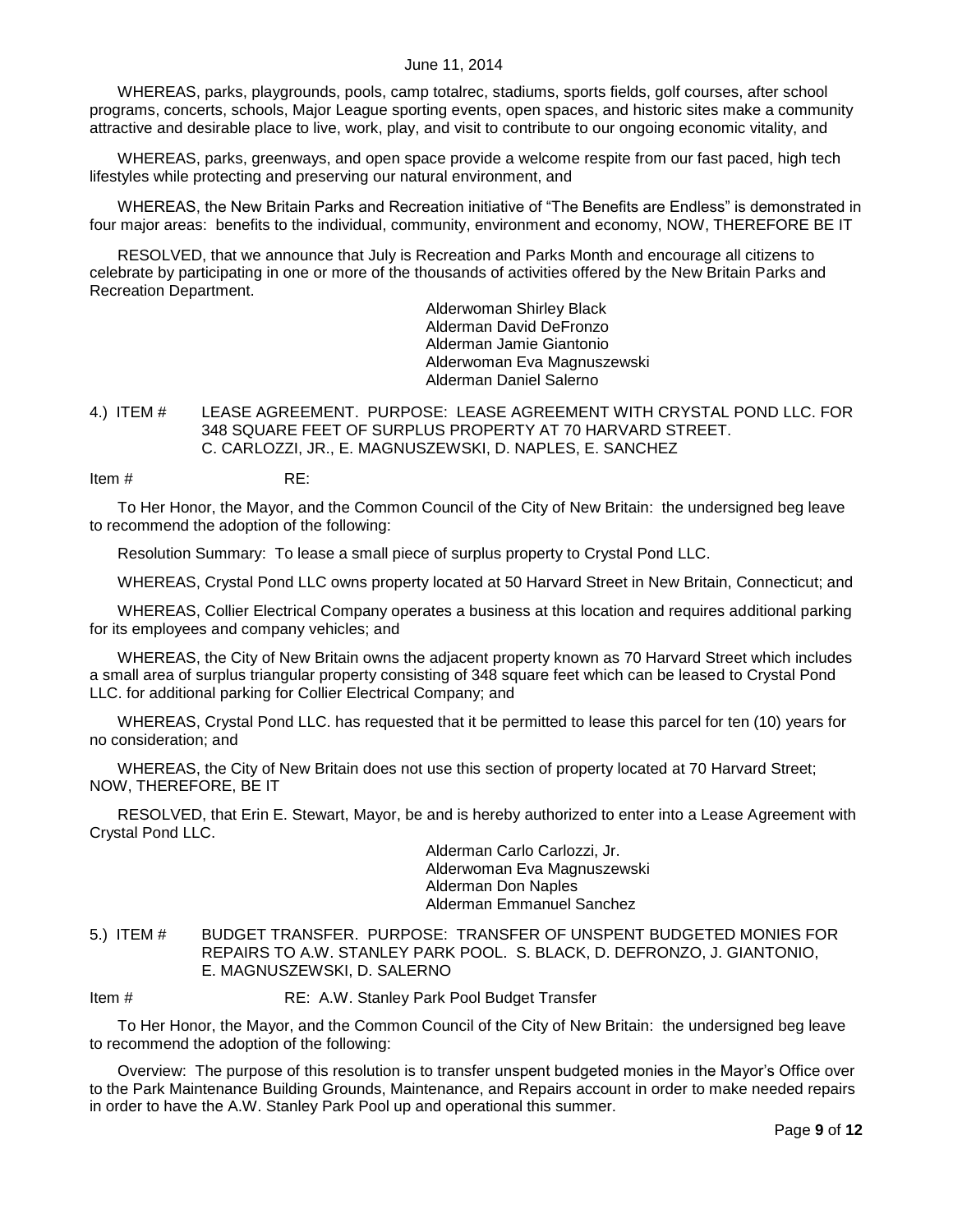WHEREAS, parks, playgrounds, pools, camp totalrec, stadiums, sports fields, golf courses, after school programs, concerts, schools, Major League sporting events, open spaces, and historic sites make a community attractive and desirable place to live, work, play, and visit to contribute to our ongoing economic vitality, and

WHEREAS, parks, greenways, and open space provide a welcome respite from our fast paced, high tech lifestyles while protecting and preserving our natural environment, and

WHEREAS, the New Britain Parks and Recreation initiative of "The Benefits are Endless" is demonstrated in four major areas: benefits to the individual, community, environment and economy, NOW, THEREFORE BE IT

RESOLVED, that we announce that July is Recreation and Parks Month and encourage all citizens to celebrate by participating in one or more of the thousands of activities offered by the New Britain Parks and Recreation Department.

Alderwoman Shirley Black
Alderman David DeFronzo
Alderman Jamie Giantonio
Alderwoman Eva Magnuszewski
Alderman Daniel Salerno

4.) ITEM # LEASE AGREEMENT. PURPOSE: LEASE AGREEMENT WITH CRYSTAL POND LLC. FOR 348 SQUARE FEET OF SURPLUS PROPERTY AT 70 HARVARD STREET. C. CARLOZZI, JR., E. MAGNUSZEWSKI, D. NAPLES, E. SANCHEZ

Item # RE:

To Her Honor, the Mayor, and the Common Council of the City of New Britain: the undersigned beg leave to recommend the adoption of the following:

Resolution Summary: To lease a small piece of surplus property to Crystal Pond LLC.

WHEREAS, Crystal Pond LLC owns property located at 50 Harvard Street in New Britain, Connecticut; and

WHEREAS, Collier Electrical Company operates a business at this location and requires additional parking for its employees and company vehicles; and

WHEREAS, the City of New Britain owns the adjacent property known as 70 Harvard Street which includes a small area of surplus triangular property consisting of 348 square feet which can be leased to Crystal Pond LLC. for additional parking for Collier Electrical Company; and

WHEREAS, Crystal Pond LLC. has requested that it be permitted to lease this parcel for ten (10) years for no consideration; and

WHEREAS, the City of New Britain does not use this section of property located at 70 Harvard Street; NOW, THEREFORE, BE IT

RESOLVED, that Erin E. Stewart, Mayor, be and is hereby authorized to enter into a Lease Agreement with Crystal Pond LLC.

Alderman Carlo Carlozzi, Jr.
Alderwoman Eva Magnuszewski
Alderman Don Naples
Alderman Emmanuel Sanchez

5.) ITEM # BUDGET TRANSFER. PURPOSE: TRANSFER OF UNSPENT BUDGETED MONIES FOR REPAIRS TO A.W. STANLEY PARK POOL. S. BLACK, D. DEFRONZO, J. GIANTONIO, E. MAGNUSZEWSKI, D. SALERNO

Item # RE: A.W. Stanley Park Pool Budget Transfer

To Her Honor, the Mayor, and the Common Council of the City of New Britain: the undersigned beg leave to recommend the adoption of the following:

Overview: The purpose of this resolution is to transfer unspent budgeted monies in the Mayor's Office over to the Park Maintenance Building Grounds, Maintenance, and Repairs account in order to make needed repairs in order to have the A.W. Stanley Park Pool up and operational this summer.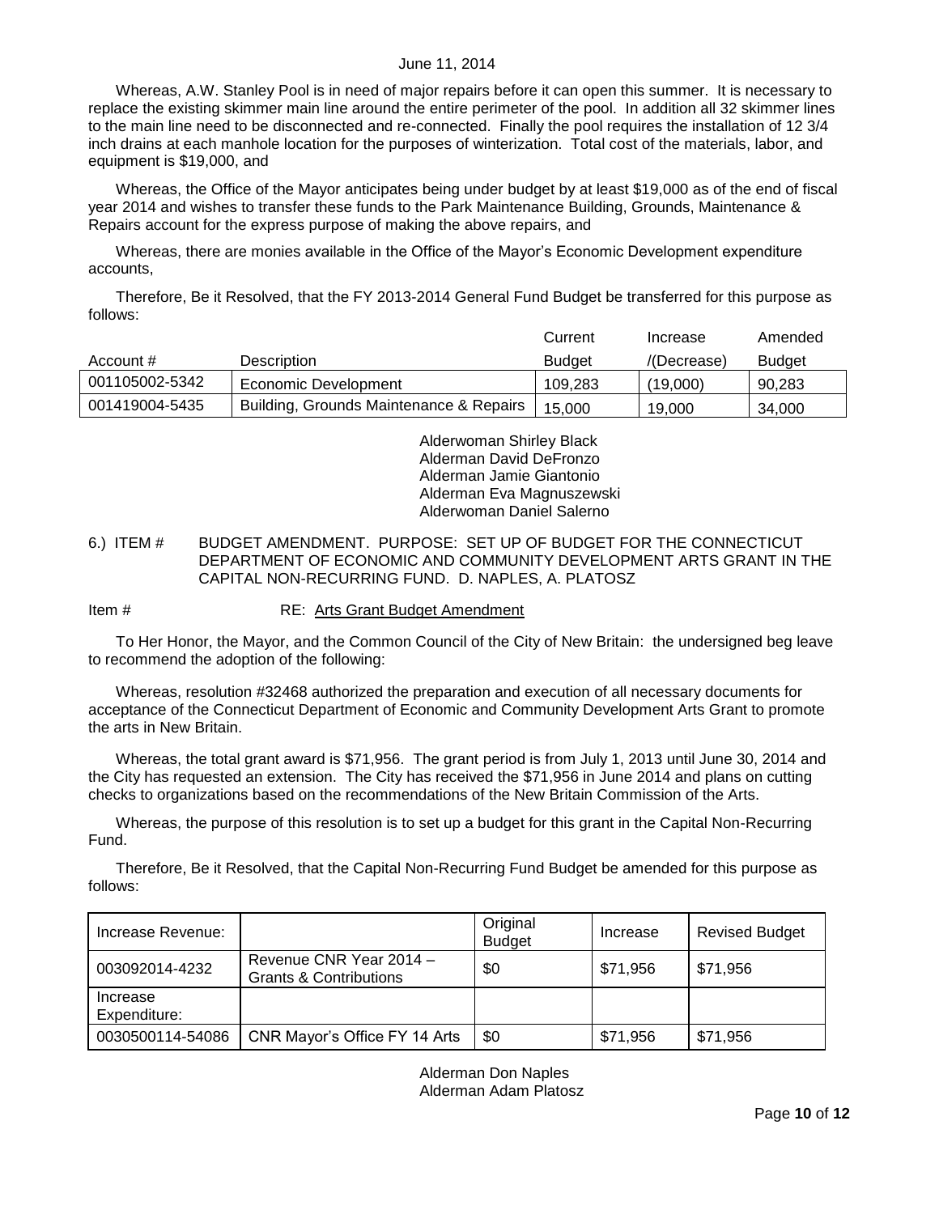June 11, 2014

Whereas, A.W. Stanley Pool is in need of major repairs before it can open this summer. It is necessary to replace the existing skimmer main line around the entire perimeter of the pool. In addition all 32 skimmer lines to the main line need to be disconnected and re-connected. Finally the pool requires the installation of 12 3/4 inch drains at each manhole location for the purposes of winterization. Total cost of the materials, labor, and equipment is $19,000, and

Whereas, the Office of the Mayor anticipates being under budget by at least $19,000 as of the end of fiscal year 2014 and wishes to transfer these funds to the Park Maintenance Building, Grounds, Maintenance & Repairs account for the express purpose of making the above repairs, and

Whereas, there are monies available in the Office of the Mayor's Economic Development expenditure accounts,

Therefore, Be it Resolved, that the FY 2013-2014 General Fund Budget be transferred for this purpose as follows:

| Account # | Description | Current Budget | Increase /(Decrease) | Amended Budget |
|---|---|---|---|---|
| 001105002-5342 | Economic Development | 109,283 | (19,000) | 90,283 |
| 001419004-5435 | Building, Grounds Maintenance & Repairs | 15,000 | 19,000 | 34,000 |

Alderwoman Shirley Black
Alderman David DeFronzo
Alderman Jamie Giantonio
Alderman Eva Magnuszewski
Alderwoman Daniel Salerno

6.) ITEM # BUDGET AMENDMENT. PURPOSE: SET UP OF BUDGET FOR THE CONNECTICUT DEPARTMENT OF ECONOMIC AND COMMUNITY DEVELOPMENT ARTS GRANT IN THE CAPITAL NON-RECURRING FUND. D. NAPLES, A. PLATOSZ

Item # RE: Arts Grant Budget Amendment

To Her Honor, the Mayor, and the Common Council of the City of New Britain: the undersigned beg leave to recommend the adoption of the following:

Whereas, resolution #32468 authorized the preparation and execution of all necessary documents for acceptance of the Connecticut Department of Economic and Community Development Arts Grant to promote the arts in New Britain.

Whereas, the total grant award is $71,956. The grant period is from July 1, 2013 until June 30, 2014 and the City has requested an extension. The City has received the $71,956 in June 2014 and plans on cutting checks to organizations based on the recommendations of the New Britain Commission of the Arts.

Whereas, the purpose of this resolution is to set up a budget for this grant in the Capital Non-Recurring Fund.

Therefore, Be it Resolved, that the Capital Non-Recurring Fund Budget be amended for this purpose as follows:

| Increase Revenue: | | Original Budget | Increase | Revised Budget |
|---|---|---|---|---|
| 003092014-4232 | Revenue CNR Year 2014 – Grants & Contributions | $0 | $71,956 | $71,956 |
| Increase Expenditure: | | | | |
| 0030500114-54086 | CNR Mayor's Office FY 14 Arts | $0 | $71,956 | $71,956 |

Alderman Don Naples
Alderman Adam Platosz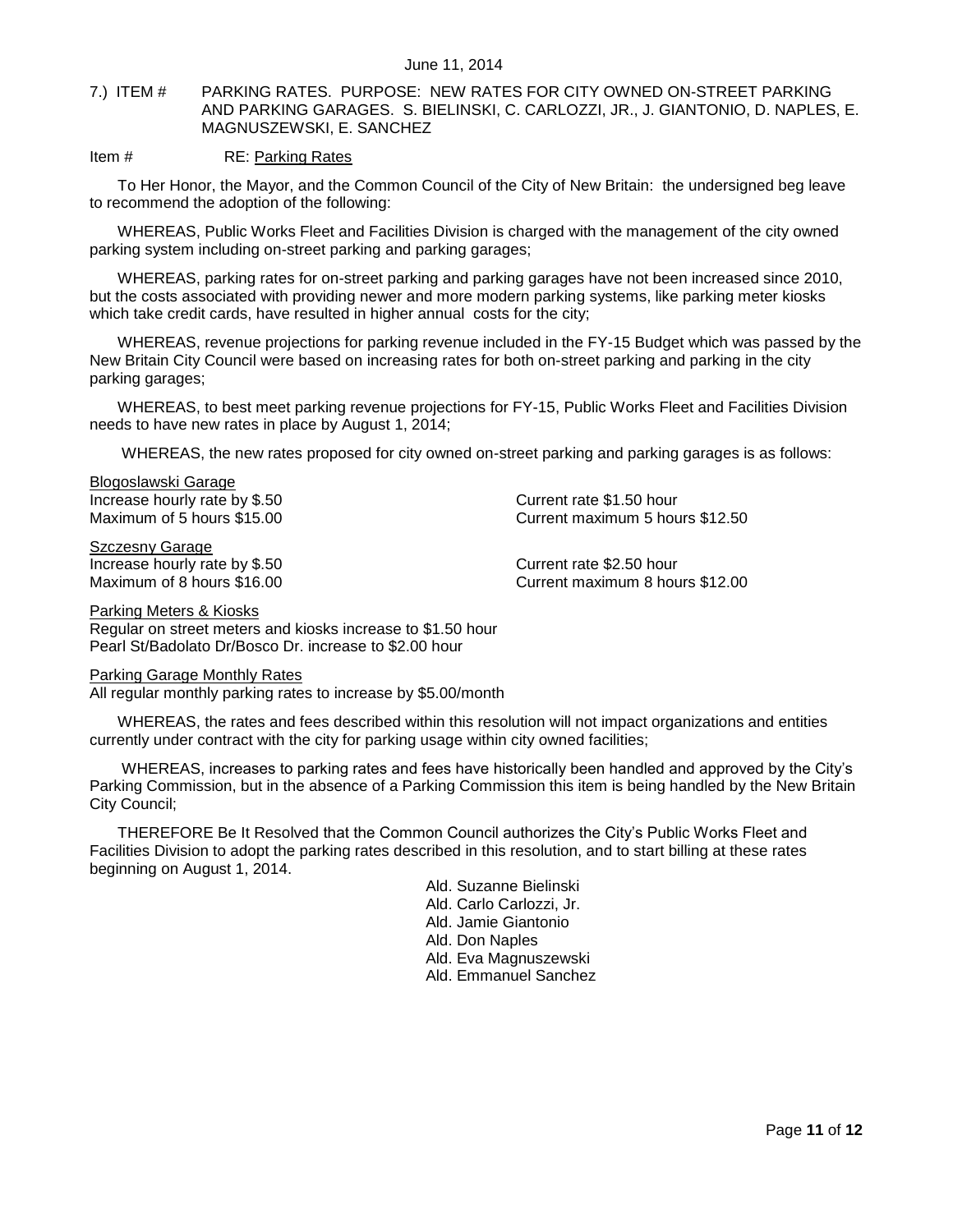June 11, 2014

7.) ITEM # PARKING RATES. PURPOSE: NEW RATES FOR CITY OWNED ON-STREET PARKING AND PARKING GARAGES. S. BIELINSKI, C. CARLOZZI, JR., J. GIANTONIO, D. NAPLES, E. MAGNUSZEWSKI, E. SANCHEZ

Item # RE: Parking Rates

To Her Honor, the Mayor, and the Common Council of the City of New Britain: the undersigned beg leave to recommend the adoption of the following:

WHEREAS, Public Works Fleet and Facilities Division is charged with the management of the city owned parking system including on-street parking and parking garages;

WHEREAS, parking rates for on-street parking and parking garages have not been increased since 2010, but the costs associated with providing newer and more modern parking systems, like parking meter kiosks which take credit cards, have resulted in higher annual costs for the city;

WHEREAS, revenue projections for parking revenue included in the FY-15 Budget which was passed by the New Britain City Council were based on increasing rates for both on-street parking and parking in the city parking garages;

WHEREAS, to best meet parking revenue projections for FY-15, Public Works Fleet and Facilities Division needs to have new rates in place by August 1, 2014;

WHEREAS, the new rates proposed for city owned on-street parking and parking garages is as follows:

Blogoslawski Garage
Increase hourly rate by $.50 — Current rate $1.50 hour
Maximum of 5 hours $15.00 — Current maximum 5 hours $12.50

Szczesny Garage
Increase hourly rate by $.50 — Current rate $2.50 hour
Maximum of 8 hours $16.00 — Current maximum 8 hours $12.00

Parking Meters & Kiosks
Regular on street meters and kiosks increase to $1.50 hour
Pearl St/Badolato Dr/Bosco Dr. increase to $2.00 hour

Parking Garage Monthly Rates
All regular monthly parking rates to increase by $5.00/month

WHEREAS, the rates and fees described within this resolution will not impact organizations and entities currently under contract with the city for parking usage within city owned facilities;

WHEREAS, increases to parking rates and fees have historically been handled and approved by the City's Parking Commission, but in the absence of a Parking Commission this item is being handled by the New Britain City Council;

THEREFORE Be It Resolved that the Common Council authorizes the City's Public Works Fleet and Facilities Division to adopt the parking rates described in this resolution, and to start billing at these rates beginning on August 1, 2014.

Ald. Suzanne Bielinski
Ald. Carlo Carlozzi, Jr.
Ald. Jamie Giantonio
Ald. Don Naples
Ald. Eva Magnuszewski
Ald. Emmanuel Sanchez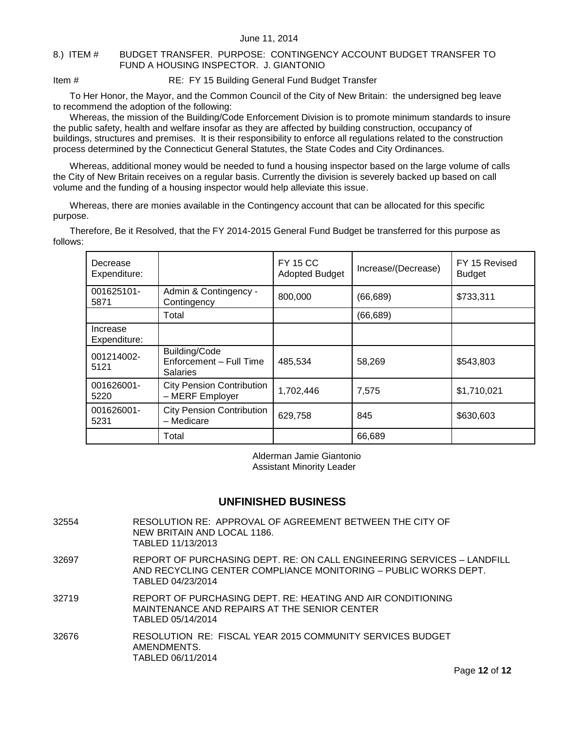June 11, 2014

8.) ITEM # BUDGET TRANSFER. PURPOSE: CONTINGENCY ACCOUNT BUDGET TRANSFER TO FUND A HOUSING INSPECTOR. J. GIANTONIO

Item # RE: FY 15 Building General Fund Budget Transfer

To Her Honor, the Mayor, and the Common Council of the City of New Britain: the undersigned beg leave to recommend the adoption of the following:

Whereas, the mission of the Building/Code Enforcement Division is to promote minimum standards to insure the public safety, health and welfare insofar as they are affected by building construction, occupancy of buildings, structures and premises. It is their responsibility to enforce all regulations related to the construction process determined by the Connecticut General Statutes, the State Codes and City Ordinances.

Whereas, additional money would be needed to fund a housing inspector based on the large volume of calls the City of New Britain receives on a regular basis. Currently the division is severely backed up based on call volume and the funding of a housing inspector would help alleviate this issue.

Whereas, there are monies available in the Contingency account that can be allocated for this specific purpose.

Therefore, Be it Resolved, that the FY 2014-2015 General Fund Budget be transferred for this purpose as follows:

| Decrease Expenditure: | | FY 15 CC Adopted Budget | Increase/(Decrease) | FY 15 Revised Budget |
|---|---|---|---|---|
| 001625101-5871 | Admin & Contingency - Contingency | 800,000 | (66,689) | $733,311 |
| | Total | | (66,689) | |
| Increase Expenditure: | | | | |
| 001214002-5121 | Building/Code Enforcement – Full Time Salaries | 485,534 | 58,269 | $543,803 |
| 001626001-5220 | City Pension Contribution – MERF Employer | 1,702,446 | 7,575 | $1,710,021 |
| 001626001-5231 | City Pension Contribution – Medicare | 629,758 | 845 | $630,603 |
| | Total | | 66,689 | |

Alderman Jamie Giantonio
Assistant Minority Leader

## UNFINISHED BUSINESS

32554 RESOLUTION RE: APPROVAL OF AGREEMENT BETWEEN THE CITY OF NEW BRITAIN AND LOCAL 1186.
TABLED 11/13/2013

32697 REPORT OF PURCHASING DEPT. RE: ON CALL ENGINEERING SERVICES – LANDFILL AND RECYCLING CENTER COMPLIANCE MONITORING – PUBLIC WORKS DEPT.
TABLED 04/23/2014

32719 REPORT OF PURCHASING DEPT. RE: HEATING AND AIR CONDITIONING MAINTENANCE AND REPAIRS AT THE SENIOR CENTER
TABLED 05/14/2014

32676 RESOLUTION RE: FISCAL YEAR 2015 COMMUNITY SERVICES BUDGET AMENDMENTS.
TABLED 06/11/2014